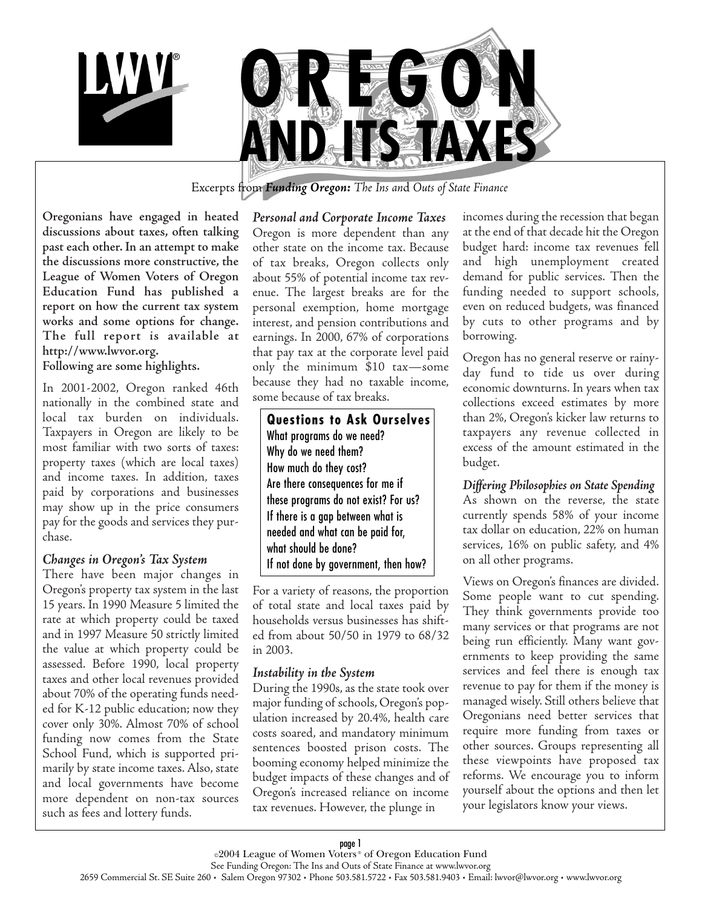# OREGON AND ITS TAXES

Excerpts from ***Funding Oregon:*** *The Ins and Outs of State Finance*

**Oregonians have engaged in heated discussions about taxes, often talking past each other. In an attempt to make the discussions more constructive, the League of Women Voters of Oregon Education Fund has published a report on how the current tax system works and some options for change. The full report is available at http://www.lwvor.org.**
**Following are some highlights.**

In 2001-2002, Oregon ranked 46th nationally in the combined state and local tax burden on individuals. Taxpayers in Oregon are likely to be most familiar with two sorts of taxes: property taxes (which are local taxes) and income taxes. In addition, taxes paid by corporations and businesses may show up in the price consumers pay for the goods and services they purchase.

### *Changes in Oregon's Tax System*

There have been major changes in Oregon's property tax system in the last 15 years. In 1990 Measure 5 limited the rate at which property could be taxed and in 1997 Measure 50 strictly limited the value at which property could be assessed. Before 1990, local property taxes and other local revenues provided about 70% of the operating funds needed for K-12 public education; now they cover only 30%. Almost 70% of school funding now comes from the State School Fund, which is supported primarily by state income taxes. Also, state and local governments have become more dependent on non-tax sources such as fees and lottery funds.

### *Personal and Corporate Income Taxes*

Oregon is more dependent than any other state on the income tax. Because of tax breaks, Oregon collects only about 55% of potential income tax revenue. The largest breaks are for the personal exemption, home mortgage interest, and pension contributions and earnings. In 2000, 67% of corporations that pay tax at the corporate level paid only the minimum $10 tax—some because they had no taxable income, some because of tax breaks.

> **Questions to Ask Ourselves**
> What programs do we need?
> Why do we need them?
> How much do they cost?
> Are there consequences for me if these programs do not exist? For us?
> If there is a gap between what is needed and what can be paid for, what should be done?
> If not done by government, then how?

For a variety of reasons, the proportion of total state and local taxes paid by households versus businesses has shifted from about 50/50 in 1979 to 68/32 in 2003.

### *Instability in the System*

During the 1990s, as the state took over major funding of schools, Oregon's population increased by 20.4%, health care costs soared, and mandatory minimum sentences boosted prison costs. The booming economy helped minimize the budget impacts of these changes and of Oregon's increased reliance on income tax revenues. However, the plunge in incomes during the recession that began at the end of that decade hit the Oregon budget hard: income tax revenues fell and high unemployment created demand for public services. Then the funding needed to support schools, even on reduced budgets, was financed by cuts to other programs and by borrowing.

Oregon has no general reserve or rainy-day fund to tide us over during economic downturns. In years when tax collections exceed estimates by more than 2%, Oregon's kicker law returns to taxpayers any revenue collected in excess of the amount estimated in the budget.

### *Differing Philosophies on State Spending*

As shown on the reverse, the state currently spends 58% of your income tax dollar on education, 22% on human services, 16% on public safety, and 4% on all other programs.

Views on Oregon's finances are divided. Some people want to cut spending. They think governments provide too many services or that programs are not being run efficiently. Many want governments to keep providing the same services and feel there is enough tax revenue to pay for them if the money is managed wisely. Still others believe that Oregonians need better services that require more funding from taxes or other sources. Groups representing all these viewpoints have proposed tax reforms. We encourage you to inform yourself about the options and then let your legislators know your views.

©2004 League of Women Voters® of Oregon Education Fund
See Funding Oregon: The Ins and Outs of State Finance at www.lwvor.org
2659 Commercial St. SE Suite 260 • Salem Oregon 97302 • Phone 503.581.5722 • Fax 503.581.9403 • Email: lwvor@lwvor.org • www.lwvor.org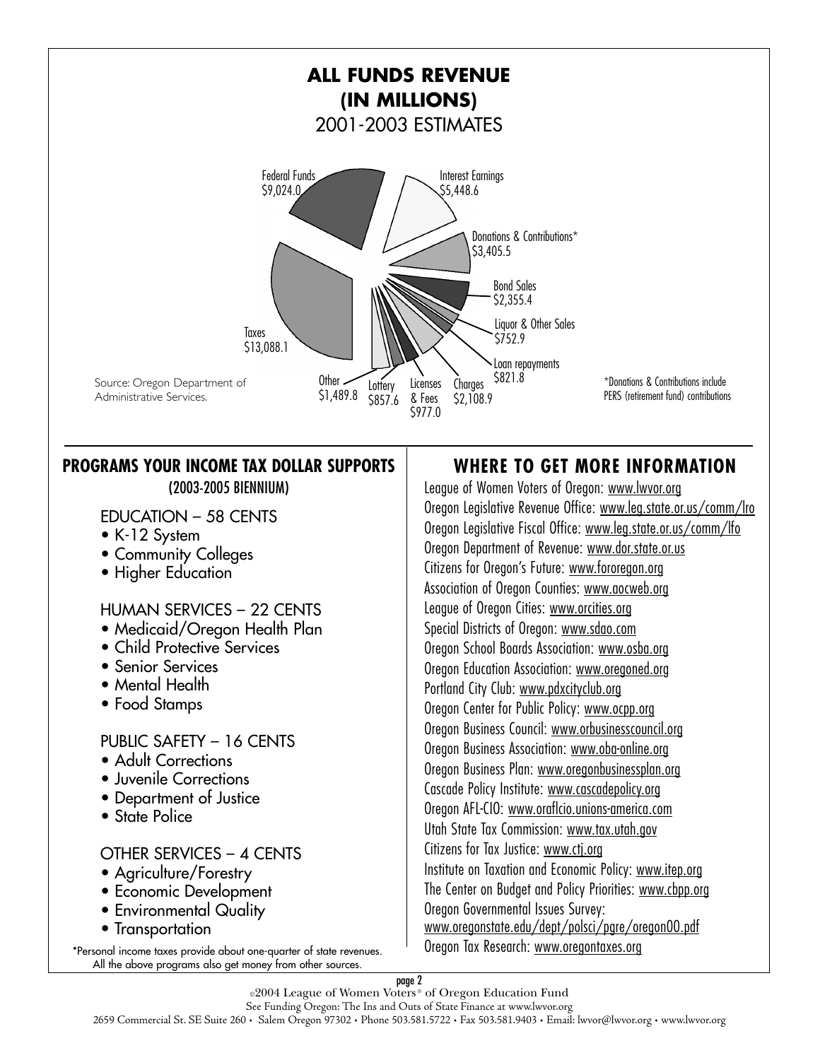## ALL FUNDS REVENUE (IN MILLIONS)

2001-2003 ESTIMATES

Federal Funds
$9,024.0

Interest Earnings
$5,448.6

Donations & Contributions*
$3,405.5

Bond Sales
$2,355.4

Liquor & Other Sales
$752.9

Loan repayments
$821.8

Charges
$2,108.9

Licenses & Fees
$977.0

Lottery
$857.6

Other
$1,489.8

Taxes
$13,088.1

Source: Oregon Department of Administrative Services.

*Donations & Contributions include PERS (retirement fund) contributions

## PROGRAMS YOUR INCOME TAX DOLLAR SUPPORTS

(2003-2005 BIENNIUM)

EDUCATION – 58 CENTS
- K-12 System
- Community Colleges
- Higher Education

HUMAN SERVICES – 22 CENTS
- Medicaid/Oregon Health Plan
- Child Protective Services
- Senior Services
- Mental Health
- Food Stamps

PUBLIC SAFETY – 16 CENTS
- Adult Corrections
- Juvenile Corrections
- Department of Justice
- State Police

OTHER SERVICES – 4 CENTS
- Agriculture/Forestry
- Economic Development
- Environmental Quality
- Transportation

*Personal income taxes provide about one-quarter of state revenues. All the above programs also get money from other sources.

## WHERE TO GET MORE INFORMATION

League of Women Voters of Oregon: www.lwvor.org
Oregon Legislative Revenue Office: www.leg.state.or.us/comm/lro
Oregon Legislative Fiscal Office: www.leg.state.or.us/comm/lfo
Oregon Department of Revenue: www.dor.state.or.us
Citizens for Oregon's Future: www.fororegon.org
Association of Oregon Counties: www.aocweb.org
League of Oregon Cities: www.orcities.org
Special Districts of Oregon: www.sdao.com
Oregon School Boards Association: www.osba.org
Oregon Education Association: www.oregoned.org
Portland City Club: www.pdxcityclub.org
Oregon Center for Public Policy: www.ocpp.org
Oregon Business Council: www.orbusinesscouncil.org
Oregon Business Association: www.oba-online.org
Oregon Business Plan: www.oregonbusinessplan.org
Cascade Policy Institute: www.cascadepolicy.org
Oregon AFL-CIO: www.oraflcio.unions-america.com
Utah State Tax Commission: www.tax.utah.gov
Citizens for Tax Justice: www.ctj.org
Institute on Taxation and Economic Policy: www.itep.org
The Center on Budget and Policy Priorities: www.cbpp.org
Oregon Governmental Issues Survey: www.oregonstate.edu/dept/polsci/pgre/oregon00.pdf
Oregon Tax Research: www.oregontaxes.org

©2004 League of Women Voters® of Oregon Education Fund
See Funding Oregon: The Ins and Outs of State Finance at www.lwvor.org
2659 Commercial St. SE Suite 260 • Salem Oregon 97302 • Phone 503.581.5722 • Fax 503.581.9403 • Email: lwvor@lwvor.org • www.lwvor.org